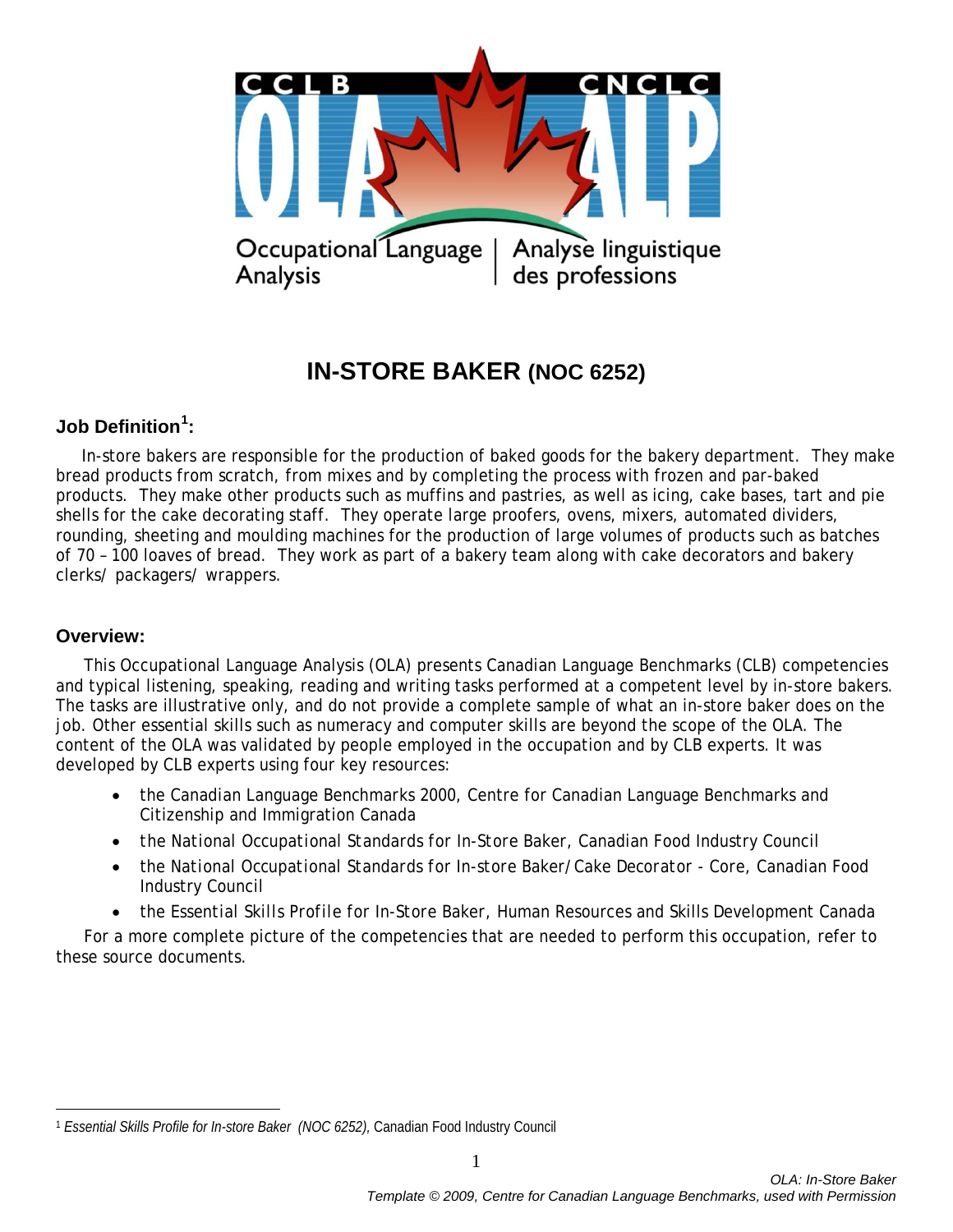# IN-STORE BAKER (NOC 6252)

## Job Definition[1]:

In-store bakers are responsible for the production of baked goods for the bakery department. They make bread products from scratch, from mixes and by completing the process with frozen and par-baked products. They make other products such as muffins and pastries, as well as icing, cake bases, tart and pie shells for the cake decorating staff. They operate large proofers, ovens, mixers, automated dividers, rounding, sheeting and moulding machines for the production of large volumes of products such as batches of 70 – 100 loaves of bread. They work as part of a bakery team along with cake decorators and bakery clerks/ packagers/ wrappers.

## Overview:

This Occupational Language Analysis (OLA) presents Canadian Language Benchmarks (CLB) competencies and typical listening, speaking, reading and writing tasks performed at a competent level by in-store bakers. The tasks are illustrative only, and do not provide a complete sample of what an in-store baker does on the job. Other essential skills such as numeracy and computer skills are beyond the scope of the OLA. The content of the OLA was validated by people employed in the occupation and by CLB experts. It was developed by CLB experts using four key resources:

- the Canadian Language Benchmarks 2000, Centre for Canadian Language Benchmarks and Citizenship and Immigration Canada
- the *National Occupational Standards for In-Store Baker*, Canadian Food Industry Council
- the *National Occupational Standards for In-store Baker/Cake Decorator - Core*, Canadian Food Industry Council
- the *Essential Skills Profile for In-Store Baker*, Human Resources and Skills Development Canada

For a more complete picture of the competencies that are needed to perform this occupation, refer to these source documents.

---

[1] *Essential Skills Profile for In-store Baker (NOC 6252)*, Canadian Food Industry Council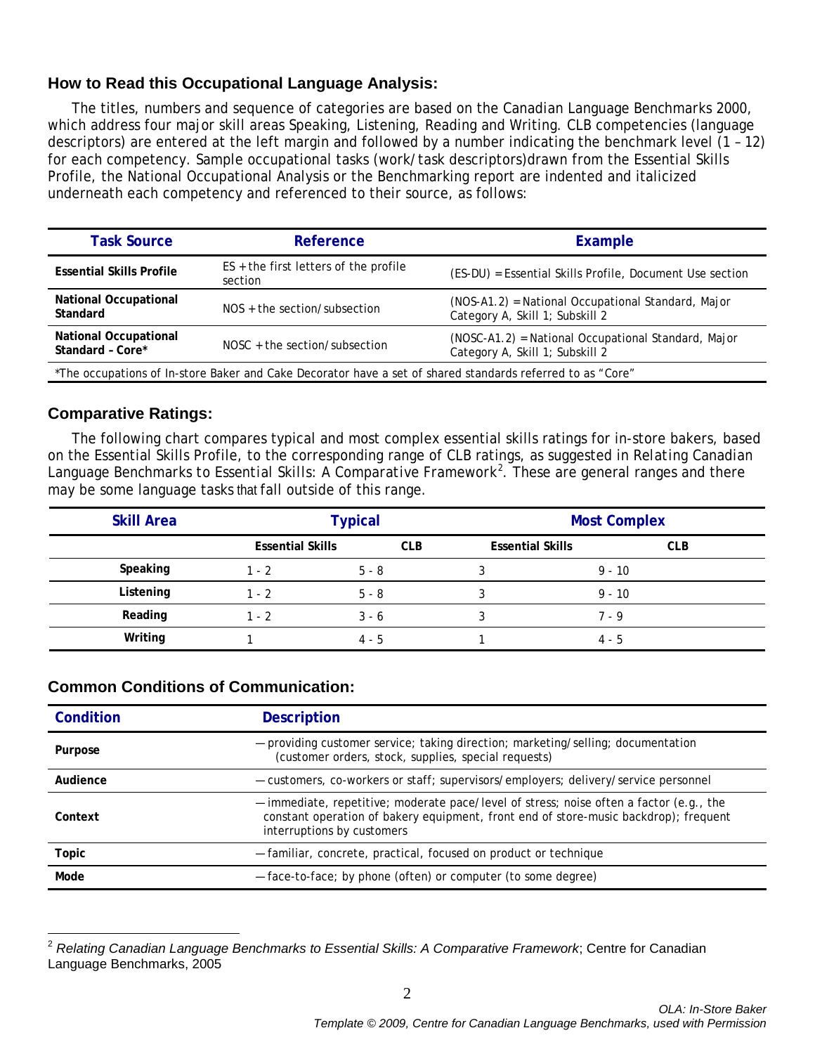## How to Read this Occupational Language Analysis:

The titles, numbers and sequence of categories are based on the Canadian Language Benchmarks 2000, which address four major skill areas Speaking, Listening, Reading and Writing. CLB competencies (language descriptors) are entered at the left margin and followed by a number indicating the benchmark level (1 – 12) for each competency. Sample occupational tasks (work/task descriptors)drawn from the Essential Skills Profile, the National Occupational Analysis or the Benchmarking report are indented and italicized underneath each competency and referenced to their source, as follows:

| Task Source | Reference | Example |
|---|---|---|
| **Essential Skills Profile** | ES + the first letters of the profile section | (ES-DU) = Essential Skills Profile, Document Use section |
| **National Occupational Standard** | NOS + the section/subsection | (NOS-A1.2) = National Occupational Standard, Major Category A, Skill 1; Subskill 2 |
| **National Occupational Standard – Core*** | NOSC + the section/subsection | (NOSC-A1.2) = National Occupational Standard, Major Category A, Skill 1; Subskill 2 |

*The occupations of In-store Baker and Cake Decorator have a set of shared standards referred to as "Core"

## Comparative Ratings:

The following chart compares typical and most complex essential skills ratings for in-store bakers, based on the Essential Skills Profile, to the corresponding range of CLB ratings, as suggested in *Relating Canadian Language Benchmarks to Essential Skills: A Comparative Framework*[2]. These are general ranges and there may be some language tasks that fall outside of this range.

| Skill Area | Typical | | Most Complex | |
|---|---|---|---|---|
| | Essential Skills | CLB | Essential Skills | CLB |
| Speaking | 1 - 2 | 5 - 8 | 3 | 9 - 10 |
| Listening | 1 - 2 | 5 - 8 | 3 | 9 - 10 |
| Reading | 1 - 2 | 3 - 6 | 3 | 7 - 9 |
| Writing | 1 | 4 - 5 | 1 | 4 - 5 |

## Common Conditions of Communication:

| Condition | Description |
|---|---|
| **Purpose** | — providing customer service; taking direction; marketing/selling; documentation (customer orders, stock, supplies, special requests) |
| **Audience** | — customers, co-workers or staff; supervisors/employers; delivery/service personnel |
| **Context** | — immediate, repetitive; moderate pace/level of stress; noise often a factor (e.g., the constant operation of bakery equipment, front end of store-music backdrop); frequent interruptions by customers |
| **Topic** | — familiar, concrete, practical, focused on product or technique |
| **Mode** | — face-to-face; by phone (often) or computer (to some degree) |

[2] *Relating Canadian Language Benchmarks to Essential Skills: A Comparative Framework*; Centre for Canadian Language Benchmarks, 2005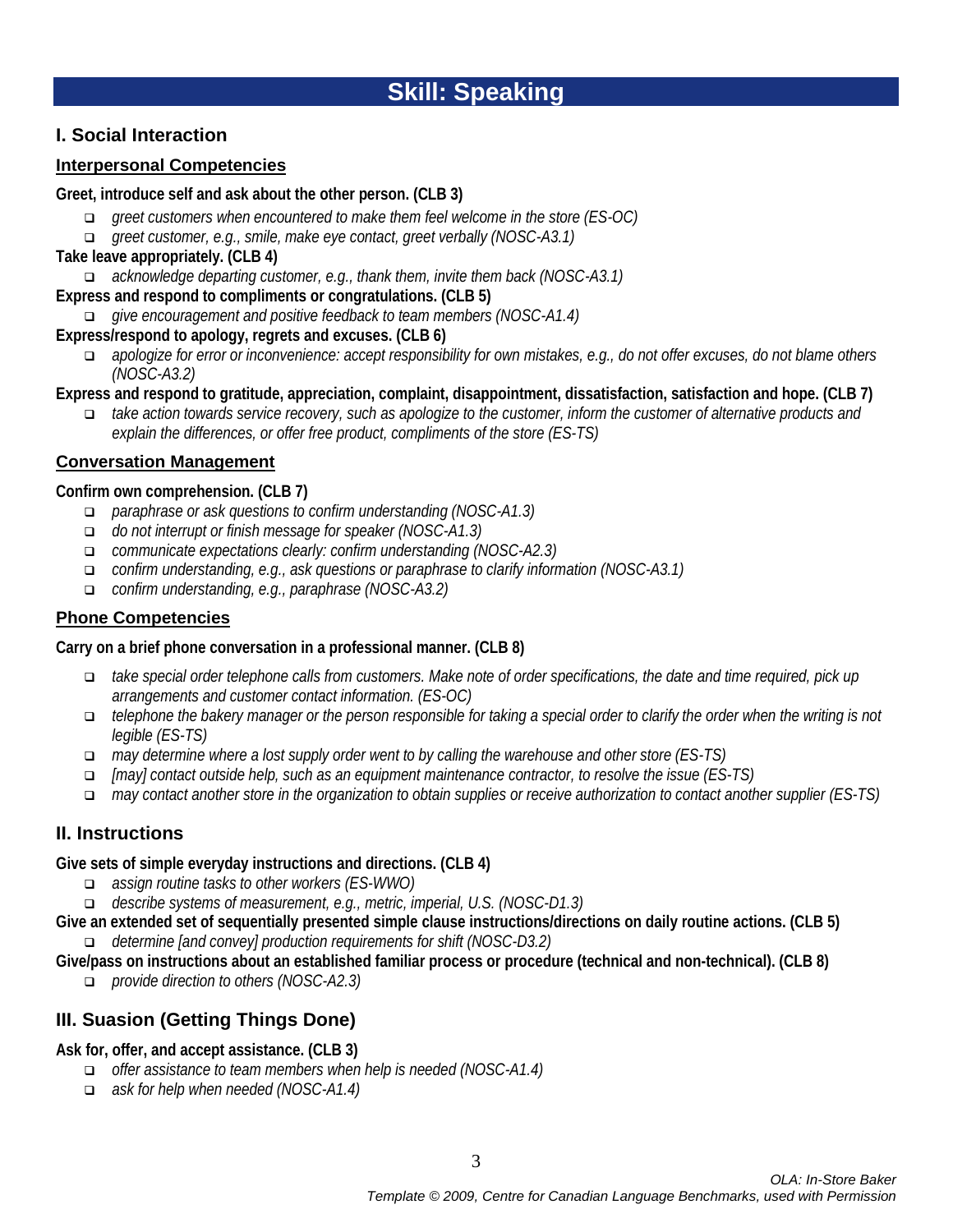# Skill: Speaking

## I. Social Interaction

### Interpersonal Competencies

**Greet, introduce self and ask about the other person. (CLB 3)**

- *greet customers when encountered to make them feel welcome in the store (ES-OC)*
- *greet customer, e.g., smile, make eye contact, greet verbally (NOSC-A3.1)*

**Take leave appropriately. (CLB 4)**

- *acknowledge departing customer, e.g., thank them, invite them back (NOSC-A3.1)*

**Express and respond to compliments or congratulations. (CLB 5)**

- *give encouragement and positive feedback to team members (NOSC-A1.4)*

**Express/respond to apology, regrets and excuses. (CLB 6)**

- *apologize for error or inconvenience: accept responsibility for own mistakes, e.g., do not offer excuses, do not blame others (NOSC-A3.2)*

**Express and respond to gratitude, appreciation, complaint, disappointment, dissatisfaction, satisfaction and hope. (CLB 7)**

- *take action towards service recovery, such as apologize to the customer, inform the customer of alternative products and explain the differences, or offer free product, compliments of the store (ES-TS)*

### Conversation Management

**Confirm own comprehension. (CLB 7)**

- *paraphrase or ask questions to confirm understanding (NOSC-A1.3)*
- *do not interrupt or finish message for speaker (NOSC-A1.3)*
- *communicate expectations clearly: confirm understanding (NOSC-A2.3)*
- *confirm understanding, e.g., ask questions or paraphrase to clarify information (NOSC-A3.1)*
- *confirm understanding, e.g., paraphrase (NOSC-A3.2)*

### Phone Competencies

**Carry on a brief phone conversation in a professional manner. (CLB 8)**

- *take special order telephone calls from customers. Make note of order specifications, the date and time required, pick up arrangements and customer contact information. (ES-OC)*
- *telephone the bakery manager or the person responsible for taking a special order to clarify the order when the writing is not legible (ES-TS)*
- *may determine where a lost supply order went to by calling the warehouse and other store (ES-TS)*
- *[may] contact outside help, such as an equipment maintenance contractor, to resolve the issue (ES-TS)*
- *may contact another store in the organization to obtain supplies or receive authorization to contact another supplier (ES-TS)*

## II. Instructions

**Give sets of simple everyday instructions and directions. (CLB 4)**

- *assign routine tasks to other workers (ES-WWO)*
- *describe systems of measurement, e.g., metric, imperial, U.S. (NOSC-D1.3)*

**Give an extended set of sequentially presented simple clause instructions/directions on daily routine actions. (CLB 5)**

- *determine [and convey] production requirements for shift (NOSC-D3.2)*

**Give/pass on instructions about an established familiar process or procedure (technical and non-technical). (CLB 8)**

- *provide direction to others (NOSC-A2.3)*

## III. Suasion (Getting Things Done)

**Ask for, offer, and accept assistance. (CLB 3)**

- *offer assistance to team members when help is needed (NOSC-A1.4)*
- *ask for help when needed (NOSC-A1.4)*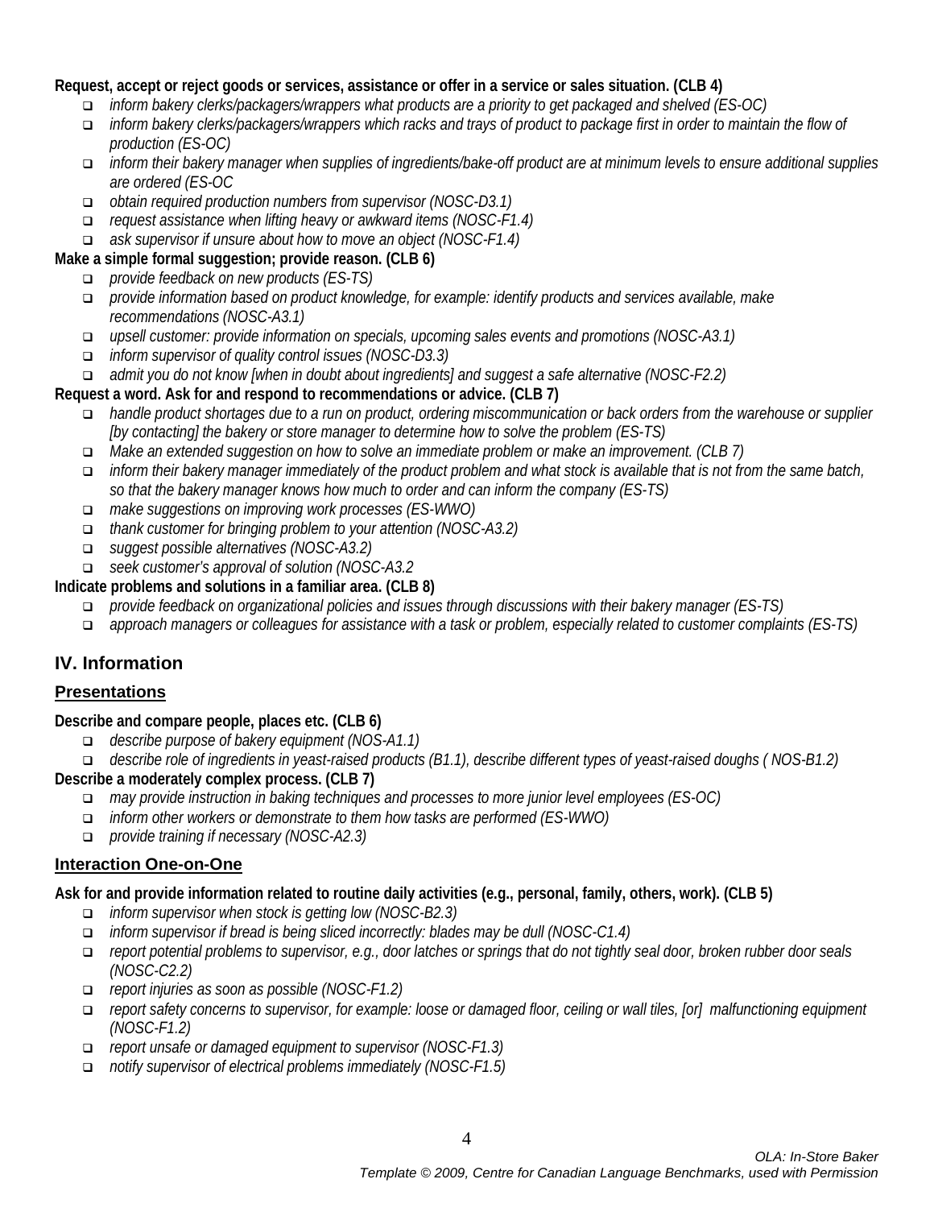**Request, accept or reject goods or services, assistance or offer in a service or sales situation. (CLB 4)**

- *inform bakery clerks/packagers/wrappers what products are a priority to get packaged and shelved (ES-OC)*
- *inform bakery clerks/packagers/wrappers which racks and trays of product to package first in order to maintain the flow of production (ES-OC)*
- *inform their bakery manager when supplies of ingredients/bake-off product are at minimum levels to ensure additional supplies are ordered (ES-OC*
- *obtain required production numbers from supervisor (NOSC-D3.1)*
- *request assistance when lifting heavy or awkward items (NOSC-F1.4)*
- *ask supervisor if unsure about how to move an object (NOSC-F1.4)*

**Make a simple formal suggestion; provide reason. (CLB 6)**

- *provide feedback on new products (ES-TS)*
- *provide information based on product knowledge, for example: identify products and services available, make recommendations (NOSC-A3.1)*
- *upsell customer: provide information on specials, upcoming sales events and promotions (NOSC-A3.1)*
- *inform supervisor of quality control issues (NOSC-D3.3)*
- *admit you do not know [when in doubt about ingredients] and suggest a safe alternative (NOSC-F2.2)*

**Request a word. Ask for and respond to recommendations or advice. (CLB 7)**

- *handle product shortages due to a run on product, ordering miscommunication or back orders from the warehouse or supplier [by contacting] the bakery or store manager to determine how to solve the problem (ES-TS)*
- *Make an extended suggestion on how to solve an immediate problem or make an improvement. (CLB 7)*
- *inform their bakery manager immediately of the product problem and what stock is available that is not from the same batch, so that the bakery manager knows how much to order and can inform the company (ES-TS)*
- *make suggestions on improving work processes (ES-WWO)*
- *thank customer for bringing problem to your attention (NOSC-A3.2)*
- *suggest possible alternatives (NOSC-A3.2)*
- *seek customer's approval of solution (NOSC-A3.2*

**Indicate problems and solutions in a familiar area. (CLB 8)**

- *provide feedback on organizational policies and issues through discussions with their bakery manager (ES-TS)*
- *approach managers or colleagues for assistance with a task or problem, especially related to customer complaints (ES-TS)*

## IV. Information

### Presentations

**Describe and compare people, places etc. (CLB 6)**

- *describe purpose of bakery equipment (NOS-A1.1)*
- *describe role of ingredients in yeast-raised products (B1.1), describe different types of yeast-raised doughs ( NOS-B1.2)*

**Describe a moderately complex process. (CLB 7)**

- *may provide instruction in baking techniques and processes to more junior level employees (ES-OC)*
- *inform other workers or demonstrate to them how tasks are performed (ES-WWO)*
- *provide training if necessary (NOSC-A2.3)*

### Interaction One-on-One

**Ask for and provide information related to routine daily activities (e.g., personal, family, others, work). (CLB 5)**

- *inform supervisor when stock is getting low (NOSC-B2.3)*
- *inform supervisor if bread is being sliced incorrectly: blades may be dull (NOSC-C1.4)*
- *report potential problems to supervisor, e.g., door latches or springs that do not tightly seal door, broken rubber door seals (NOSC-C2.2)*
- *report injuries as soon as possible (NOSC-F1.2)*
- *report safety concerns to supervisor, for example: loose or damaged floor, ceiling or wall tiles, [or] malfunctioning equipment (NOSC-F1.2)*
- *report unsafe or damaged equipment to supervisor (NOSC-F1.3)*
- *notify supervisor of electrical problems immediately (NOSC-F1.5)*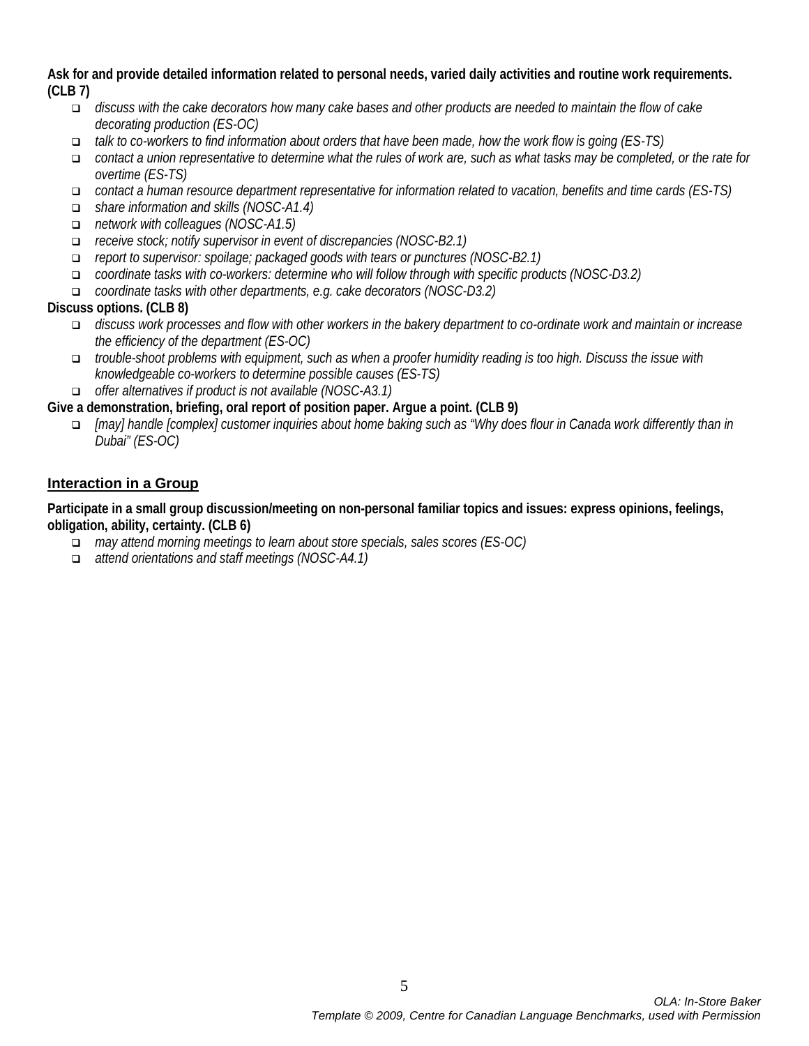**Ask for and provide detailed information related to personal needs, varied daily activities and routine work requirements. (CLB 7)**

- *discuss with the cake decorators how many cake bases and other products are needed to maintain the flow of cake decorating production (ES-OC)*
- *talk to co-workers to find information about orders that have been made, how the work flow is going (ES-TS)*
- *contact a union representative to determine what the rules of work are, such as what tasks may be completed, or the rate for overtime (ES-TS)*
- *contact a human resource department representative for information related to vacation, benefits and time cards (ES-TS)*
- *share information and skills (NOSC-A1.4)*
- *network with colleagues (NOSC-A1.5)*
- *receive stock; notify supervisor in event of discrepancies (NOSC-B2.1)*
- *report to supervisor: spoilage; packaged goods with tears or punctures (NOSC-B2.1)*
- *coordinate tasks with co-workers: determine who will follow through with specific products (NOSC-D3.2)*
- *coordinate tasks with other departments, e.g. cake decorators (NOSC-D3.2)*

**Discuss options. (CLB 8)**

- *discuss work processes and flow with other workers in the bakery department to co-ordinate work and maintain or increase the efficiency of the department (ES-OC)*
- *trouble-shoot problems with equipment, such as when a proofer humidity reading is too high. Discuss the issue with knowledgeable co-workers to determine possible causes (ES-TS)*
- *offer alternatives if product is not available (NOSC-A3.1)*

**Give a demonstration, briefing, oral report of position paper. Argue a point. (CLB 9)**

- *[may] handle [complex] customer inquiries about home baking such as "Why does flour in Canada work differently than in Dubai" (ES-OC)*

## Interaction in a Group

**Participate in a small group discussion/meeting on non-personal familiar topics and issues: express opinions, feelings, obligation, ability, certainty. (CLB 6)**

- *may attend morning meetings to learn about store specials, sales scores (ES-OC)*
- *attend orientations and staff meetings (NOSC-A4.1)*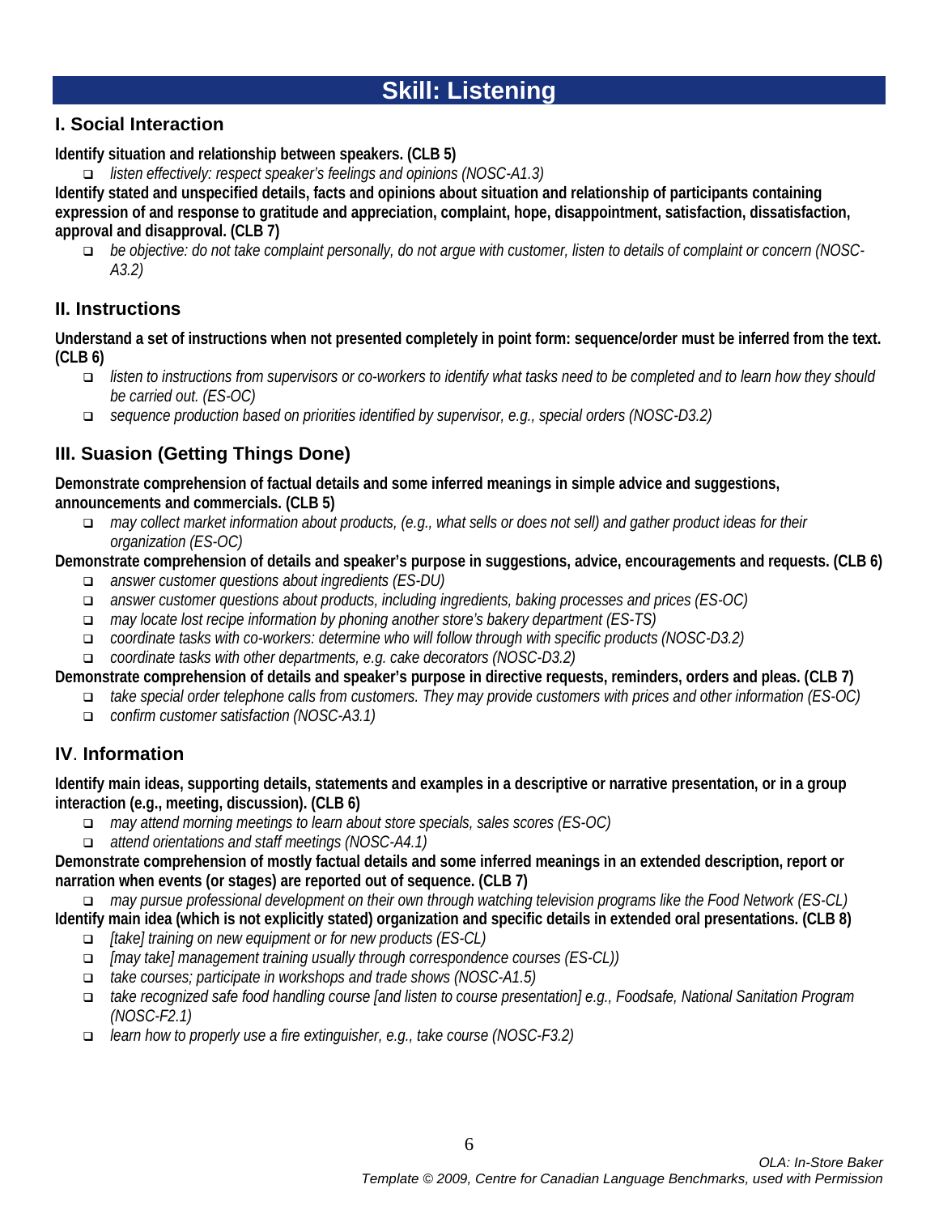# Skill: Listening

## I. Social Interaction

**Identify situation and relationship between speakers. (CLB 5)**

- *listen effectively: respect speaker's feelings and opinions (NOSC-A1.3)*

**Identify stated and unspecified details, facts and opinions about situation and relationship of participants containing expression of and response to gratitude and appreciation, complaint, hope, disappointment, satisfaction, dissatisfaction, approval and disapproval. (CLB 7)**

- *be objective: do not take complaint personally, do not argue with customer, listen to details of complaint or concern (NOSC-A3.2)*

## II. Instructions

**Understand a set of instructions when not presented completely in point form: sequence/order must be inferred from the text. (CLB 6)**

- *listen to instructions from supervisors or co-workers to identify what tasks need to be completed and to learn how they should be carried out. (ES-OC)*
- *sequence production based on priorities identified by supervisor, e.g., special orders (NOSC-D3.2)*

## III. Suasion (Getting Things Done)

**Demonstrate comprehension of factual details and some inferred meanings in simple advice and suggestions, announcements and commercials. (CLB 5)**

- *may collect market information about products, (e.g., what sells or does not sell) and gather product ideas for their organization (ES-OC)*

**Demonstrate comprehension of details and speaker's purpose in suggestions, advice, encouragements and requests. (CLB 6)**

- *answer customer questions about ingredients (ES-DU)*
- *answer customer questions about products, including ingredients, baking processes and prices (ES-OC)*
- *may locate lost recipe information by phoning another store's bakery department (ES-TS)*
- *coordinate tasks with co-workers: determine who will follow through with specific products (NOSC-D3.2)*
- *coordinate tasks with other departments, e.g. cake decorators (NOSC-D3.2)*

**Demonstrate comprehension of details and speaker's purpose in directive requests, reminders, orders and pleas. (CLB 7)**

- *take special order telephone calls from customers. They may provide customers with prices and other information (ES-OC)*
- *confirm customer satisfaction (NOSC-A3.1)*

## IV. Information

**Identify main ideas, supporting details, statements and examples in a descriptive or narrative presentation, or in a group interaction (e.g., meeting, discussion). (CLB 6)**

- *may attend morning meetings to learn about store specials, sales scores (ES-OC)*
- *attend orientations and staff meetings (NOSC-A4.1)*

**Demonstrate comprehension of mostly factual details and some inferred meanings in an extended description, report or narration when events (or stages) are reported out of sequence. (CLB 7)**

- *may pursue professional development on their own through watching television programs like the Food Network (ES-CL)*

**Identify main idea (which is not explicitly stated) organization and specific details in extended oral presentations. (CLB 8)**

- *[take] training on new equipment or for new products (ES-CL)*
- *[may take] management training usually through correspondence courses (ES-CL))*
- *take courses; participate in workshops and trade shows (NOSC-A1.5)*
- *take recognized safe food handling course [and listen to course presentation] e.g., Foodsafe, National Sanitation Program (NOSC-F2.1)*
- *learn how to properly use a fire extinguisher, e.g., take course (NOSC-F3.2)*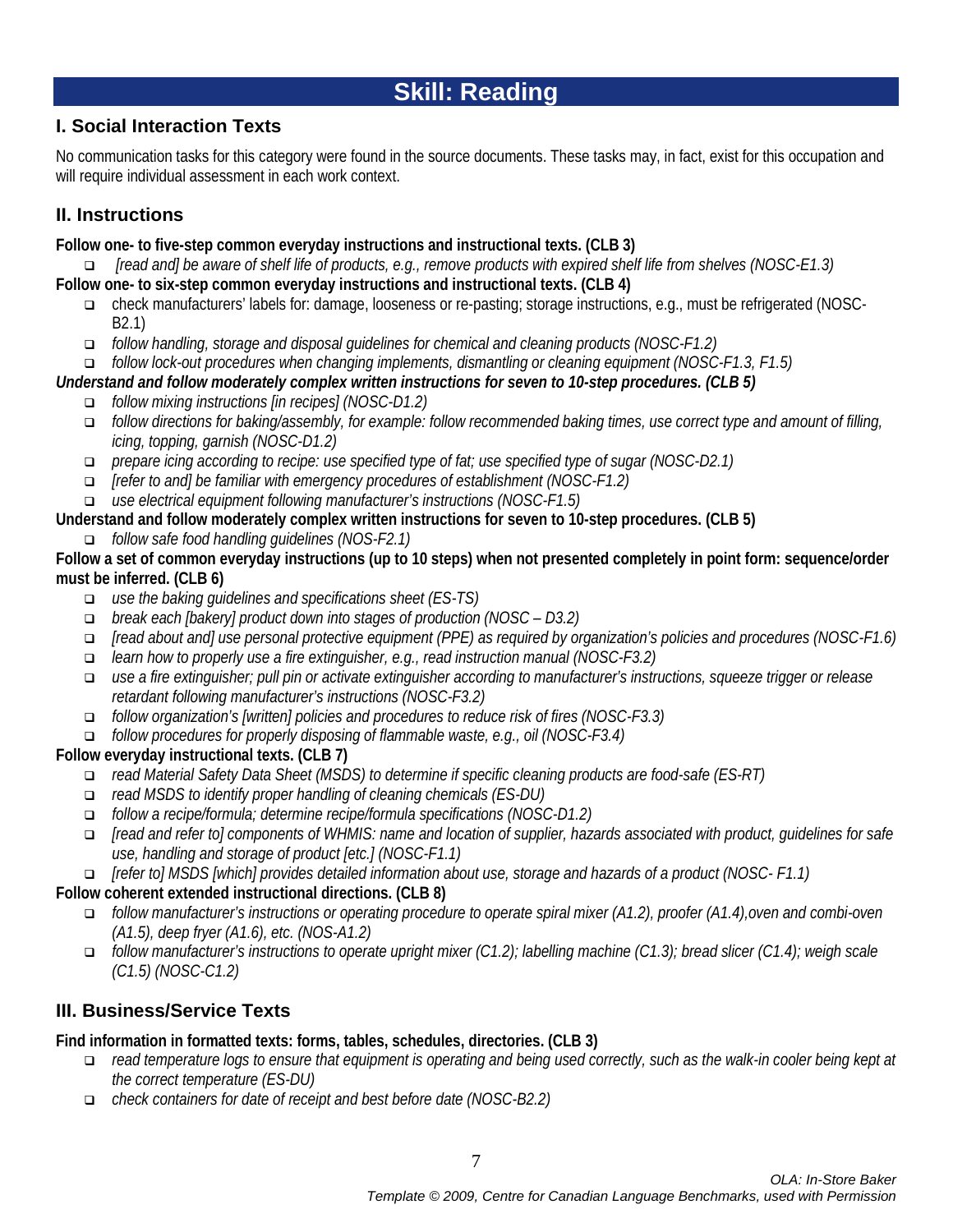# Skill: Reading

## I. Social Interaction Texts

No communication tasks for this category were found in the source documents. These tasks may, in fact, exist for this occupation and will require individual assessment in each work context.

## II. Instructions

**Follow one- to five-step common everyday instructions and instructional texts. (CLB 3)**

- *[read and] be aware of shelf life of products, e.g., remove products with expired shelf life from shelves (NOSC-E1.3)*

**Follow one- to six-step common everyday instructions and instructional texts. (CLB 4)**

- check manufacturers' labels for: damage, looseness or re-pasting; storage instructions, e.g., must be refrigerated (NOSC-B2.1)
- *follow handling, storage and disposal guidelines for chemical and cleaning products (NOSC-F1.2)*
- *follow lock-out procedures when changing implements, dismantling or cleaning equipment (NOSC-F1.3, F1.5)*

***Understand and follow moderately complex written instructions for seven to 10-step procedures. (CLB 5)***

- *follow mixing instructions [in recipes] (NOSC-D1.2)*
- *follow directions for baking/assembly, for example: follow recommended baking times, use correct type and amount of filling, icing, topping, garnish (NOSC-D1.2)*
- *prepare icing according to recipe: use specified type of fat; use specified type of sugar (NOSC-D2.1)*
- *[refer to and] be familiar with emergency procedures of establishment (NOSC-F1.2)*
- *use electrical equipment following manufacturer's instructions (NOSC-F1.5)*

**Understand and follow moderately complex written instructions for seven to 10-step procedures. (CLB 5)**

- *follow safe food handling guidelines (NOS-F2.1)*

**Follow a set of common everyday instructions (up to 10 steps) when not presented completely in point form: sequence/order must be inferred. (CLB 6)**

- *use the baking guidelines and specifications sheet (ES-TS)*
- *break each [bakery] product down into stages of production (NOSC – D3.2)*
- *[read about and] use personal protective equipment (PPE) as required by organization's policies and procedures (NOSC-F1.6)*
- *learn how to properly use a fire extinguisher, e.g., read instruction manual (NOSC-F3.2)*
- *use a fire extinguisher; pull pin or activate extinguisher according to manufacturer's instructions, squeeze trigger or release retardant following manufacturer's instructions (NOSC-F3.2)*
- *follow organization's [written] policies and procedures to reduce risk of fires (NOSC-F3.3)*
- *follow procedures for properly disposing of flammable waste, e.g., oil (NOSC-F3.4)*

**Follow everyday instructional texts. (CLB 7)**

- *read Material Safety Data Sheet (MSDS) to determine if specific cleaning products are food-safe (ES-RT)*
- *read MSDS to identify proper handling of cleaning chemicals (ES-DU)*
- *follow a recipe/formula; determine recipe/formula specifications (NOSC-D1.2)*
- *[read and refer to] components of WHMIS: name and location of supplier, hazards associated with product, guidelines for safe use, handling and storage of product [etc.] (NOSC-F1.1)*
- *[refer to] MSDS [which] provides detailed information about use, storage and hazards of a product (NOSC- F1.1)*

**Follow coherent extended instructional directions. (CLB 8)**

- *follow manufacturer's instructions or operating procedure to operate spiral mixer (A1.2), proofer (A1.4),oven and combi-oven (A1.5), deep fryer (A1.6), etc. (NOS-A1.2)*
- *follow manufacturer's instructions to operate upright mixer (C1.2); labelling machine (C1.3); bread slicer (C1.4); weigh scale (C1.5) (NOSC-C1.2)*

## III. Business/Service Texts

**Find information in formatted texts: forms, tables, schedules, directories. (CLB 3)**

- *read temperature logs to ensure that equipment is operating and being used correctly, such as the walk-in cooler being kept at the correct temperature (ES-DU)*
- *check containers for date of receipt and best before date (NOSC-B2.2)*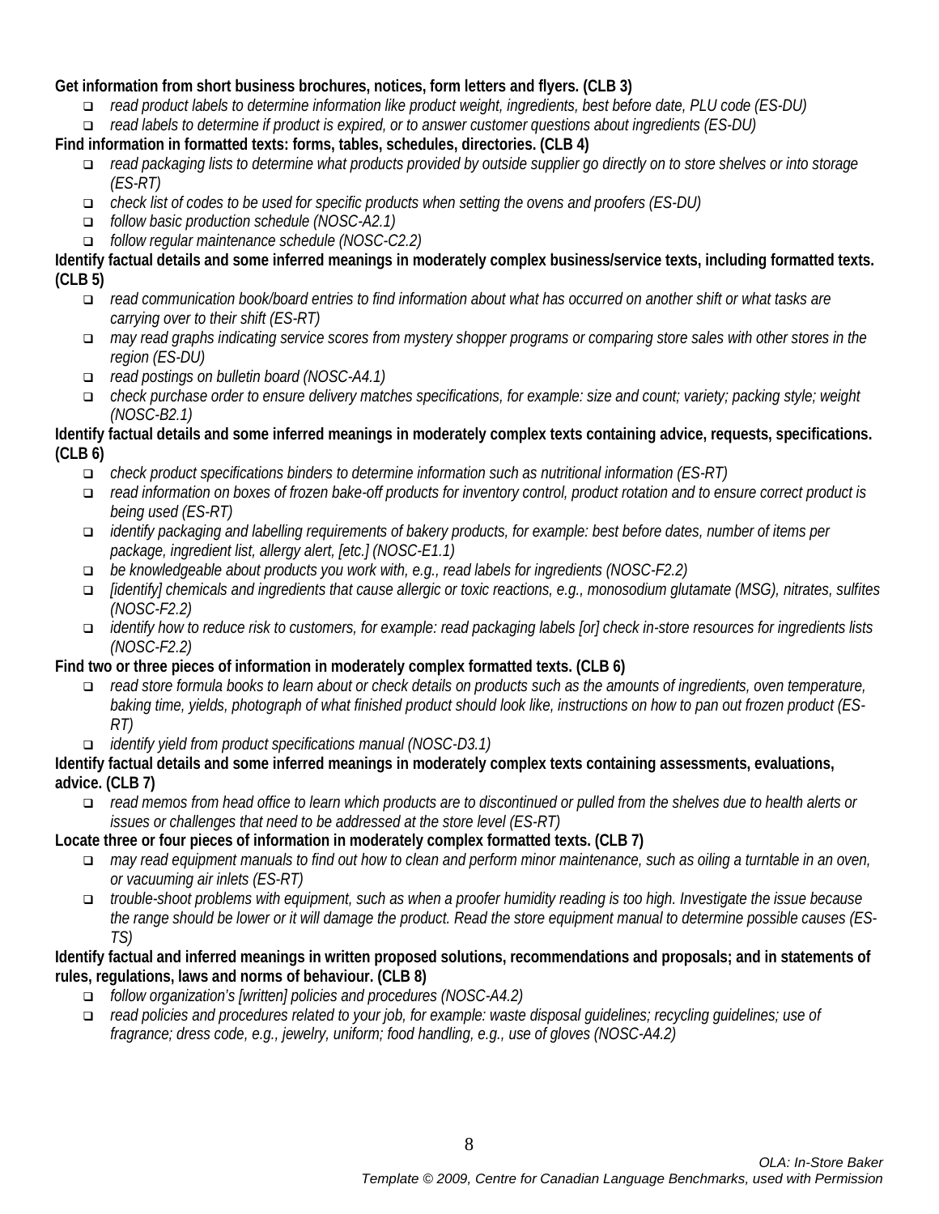**Get information from short business brochures, notices, form letters and flyers. (CLB 3)**

- *read product labels to determine information like product weight, ingredients, best before date, PLU code (ES-DU)*
- *read labels to determine if product is expired, or to answer customer questions about ingredients (ES-DU)*

**Find information in formatted texts: forms, tables, schedules, directories. (CLB 4)**

- *read packaging lists to determine what products provided by outside supplier go directly on to store shelves or into storage (ES-RT)*
- *check list of codes to be used for specific products when setting the ovens and proofers (ES-DU)*
- *follow basic production schedule (NOSC-A2.1)*
- *follow regular maintenance schedule (NOSC-C2.2)*

**Identify factual details and some inferred meanings in moderately complex business/service texts, including formatted texts. (CLB 5)**

- *read communication book/board entries to find information about what has occurred on another shift or what tasks are carrying over to their shift (ES-RT)*
- *may read graphs indicating service scores from mystery shopper programs or comparing store sales with other stores in the region (ES-DU)*
- *read postings on bulletin board (NOSC-A4.1)*
- *check purchase order to ensure delivery matches specifications, for example: size and count; variety; packing style; weight (NOSC-B2.1)*

**Identify factual details and some inferred meanings in moderately complex texts containing advice, requests, specifications. (CLB 6)**

- *check product specifications binders to determine information such as nutritional information (ES-RT)*
- *read information on boxes of frozen bake-off products for inventory control, product rotation and to ensure correct product is being used (ES-RT)*
- *identify packaging and labelling requirements of bakery products, for example: best before dates, number of items per package, ingredient list, allergy alert, [etc.] (NOSC-E1.1)*
- *be knowledgeable about products you work with, e.g., read labels for ingredients (NOSC-F2.2)*
- *[identify] chemicals and ingredients that cause allergic or toxic reactions, e.g., monosodium glutamate (MSG), nitrates, sulfites (NOSC-F2.2)*
- *identify how to reduce risk to customers, for example: read packaging labels [or] check in-store resources for ingredients lists (NOSC-F2.2)*

**Find two or three pieces of information in moderately complex formatted texts. (CLB 6)**

- *read store formula books to learn about or check details on products such as the amounts of ingredients, oven temperature, baking time, yields, photograph of what finished product should look like, instructions on how to pan out frozen product (ES-RT)*
- *identify yield from product specifications manual (NOSC-D3.1)*

**Identify factual details and some inferred meanings in moderately complex texts containing assessments, evaluations, advice. (CLB 7)**

- *read memos from head office to learn which products are to discontinued or pulled from the shelves due to health alerts or issues or challenges that need to be addressed at the store level (ES-RT)*

**Locate three or four pieces of information in moderately complex formatted texts. (CLB 7)**

- *may read equipment manuals to find out how to clean and perform minor maintenance, such as oiling a turntable in an oven, or vacuuming air inlets (ES-RT)*
- *trouble-shoot problems with equipment, such as when a proofer humidity reading is too high. Investigate the issue because the range should be lower or it will damage the product. Read the store equipment manual to determine possible causes (ES-TS)*

**Identify factual and inferred meanings in written proposed solutions, recommendations and proposals; and in statements of rules, regulations, laws and norms of behaviour. (CLB 8)**

- *follow organization's [written] policies and procedures (NOSC-A4.2)*
- *read policies and procedures related to your job, for example: waste disposal guidelines; recycling guidelines; use of fragrance; dress code, e.g., jewelry, uniform; food handling, e.g., use of gloves (NOSC-A4.2)*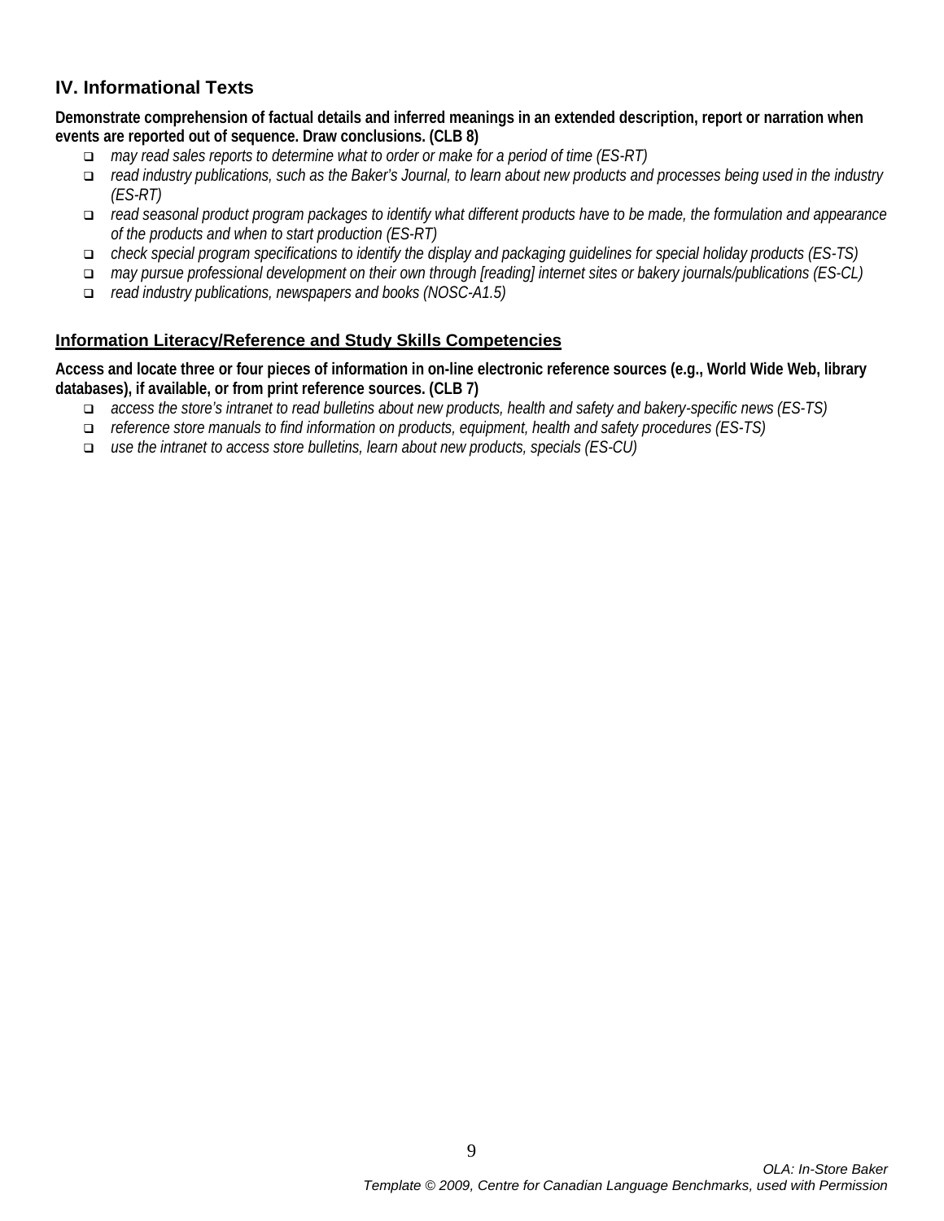## IV. Informational Texts

**Demonstrate comprehension of factual details and inferred meanings in an extended description, report or narration when events are reported out of sequence. Draw conclusions. (CLB 8)**

- *may read sales reports to determine what to order or make for a period of time (ES-RT)*
- *read industry publications, such as the Baker's Journal, to learn about new products and processes being used in the industry (ES-RT)*
- *read seasonal product program packages to identify what different products have to be made, the formulation and appearance of the products and when to start production (ES-RT)*
- *check special program specifications to identify the display and packaging guidelines for special holiday products (ES-TS)*
- *may pursue professional development on their own through [reading] internet sites or bakery journals/publications (ES-CL)*
- *read industry publications, newspapers and books (NOSC-A1.5)*

### Information Literacy/Reference and Study Skills Competencies

**Access and locate three or four pieces of information in on-line electronic reference sources (e.g., World Wide Web, library databases), if available, or from print reference sources. (CLB 7)**

- *access the store's intranet to read bulletins about new products, health and safety and bakery-specific news (ES-TS)*
- *reference store manuals to find information on products, equipment, health and safety procedures (ES-TS)*
- *use the intranet to access store bulletins, learn about new products, specials (ES-CU)*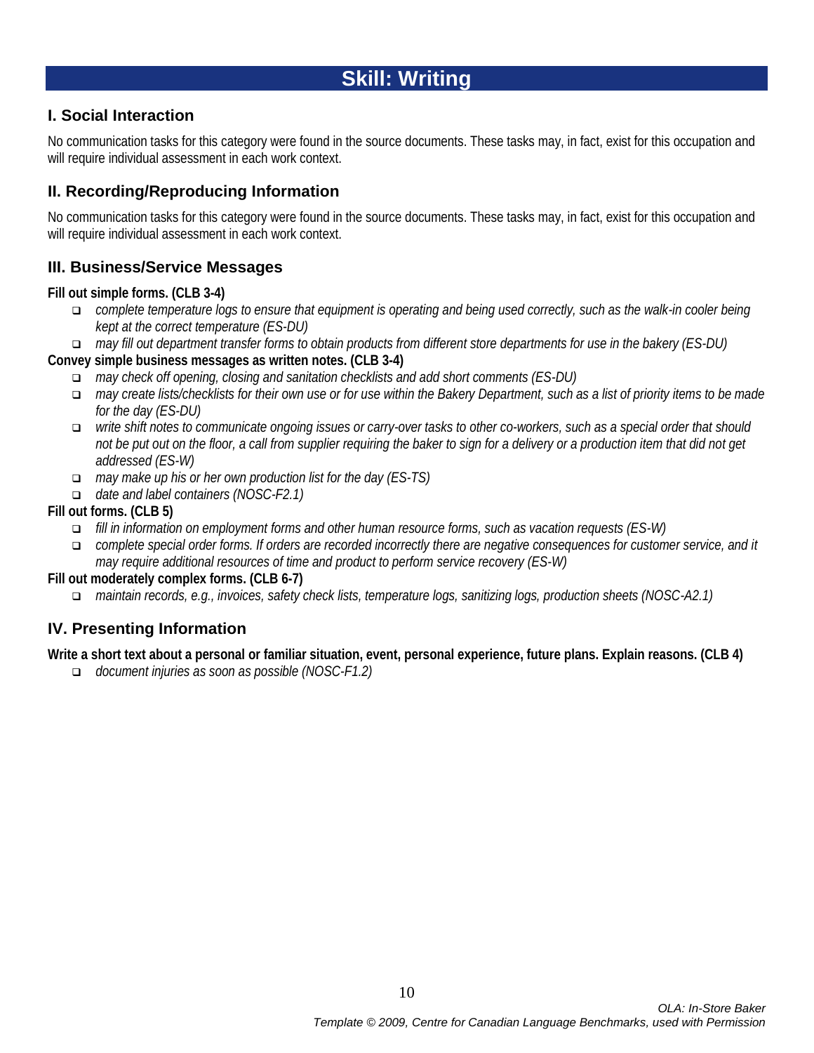# Skill: Writing

## I. Social Interaction

No communication tasks for this category were found in the source documents. These tasks may, in fact, exist for this occupation and will require individual assessment in each work context.

## II. Recording/Reproducing Information

No communication tasks for this category were found in the source documents. These tasks may, in fact, exist for this occupation and will require individual assessment in each work context.

## III. Business/Service Messages

**Fill out simple forms. (CLB 3-4)**

- *complete temperature logs to ensure that equipment is operating and being used correctly, such as the walk-in cooler being kept at the correct temperature (ES-DU)*
- *may fill out department transfer forms to obtain products from different store departments for use in the bakery (ES-DU)*

**Convey simple business messages as written notes. (CLB 3-4)**

- *may check off opening, closing and sanitation checklists and add short comments (ES-DU)*
- *may create lists/checklists for their own use or for use within the Bakery Department, such as a list of priority items to be made for the day (ES-DU)*
- *write shift notes to communicate ongoing issues or carry-over tasks to other co-workers, such as a special order that should not be put out on the floor, a call from supplier requiring the baker to sign for a delivery or a production item that did not get addressed (ES-W)*
- *may make up his or her own production list for the day (ES-TS)*
- *date and label containers (NOSC-F2.1)*

**Fill out forms. (CLB 5)**

- *fill in information on employment forms and other human resource forms, such as vacation requests (ES-W)*
- *complete special order forms. If orders are recorded incorrectly there are negative consequences for customer service, and it may require additional resources of time and product to perform service recovery (ES-W)*

**Fill out moderately complex forms. (CLB 6-7)**

- *maintain records, e.g., invoices, safety check lists, temperature logs, sanitizing logs, production sheets (NOSC-A2.1)*

## IV. Presenting Information

**Write a short text about a personal or familiar situation, event, personal experience, future plans. Explain reasons. (CLB 4)**

- *document injuries as soon as possible (NOSC-F1.2)*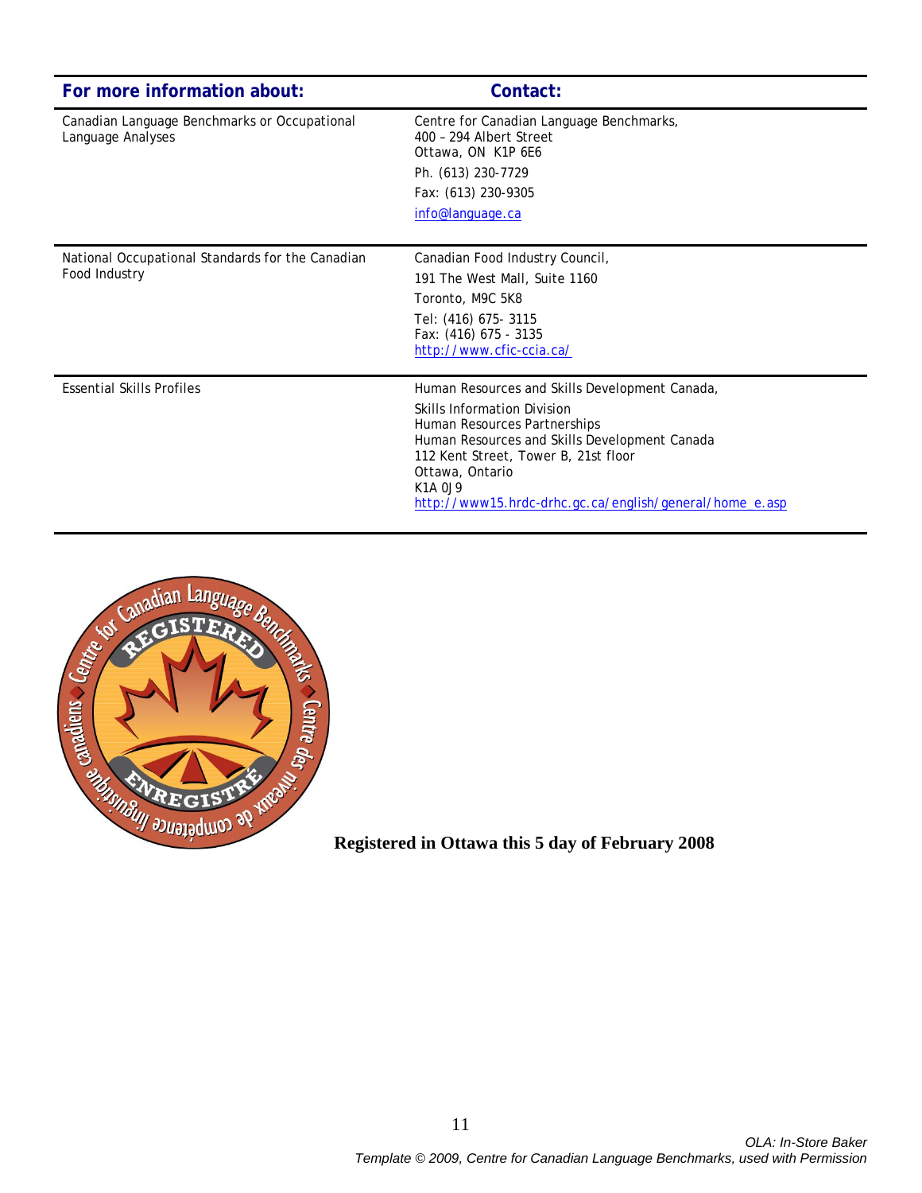| For more information about: | Contact: |
| --- | --- |
| Canadian Language Benchmarks or Occupational Language Analyses | Centre for Canadian Language Benchmarks, 400 – 294 Albert Street Ottawa, ON K1P 6E6<br>Ph. (613) 230-7729<br>Fax: (613) 230-9305<br>info@language.ca |
| National Occupational Standards for the Canadian Food Industry | Canadian Food Industry Council,<br>191 The West Mall, Suite 1160<br>Toronto, M9C 5K8<br>Tel: (416) 675- 3115 Fax: (416) 675 - 3135 http://www.cfic-ccia.ca/ |
| Essential Skills Profiles | Human Resources and Skills Development Canada,<br>Skills Information Division Human Resources Partnerships Human Resources and Skills Development Canada 112 Kent Street, Tower B, 21st floor Ottawa, Ontario K1A 0J9 http://www15.hrdc-drhc.gc.ca/english/general/home_e.asp |

**Registered in Ottawa this 5 day of February 2008**

*OLA: In-Store Baker*
*Template © 2009, Centre for Canadian Language Benchmarks, used with Permission*